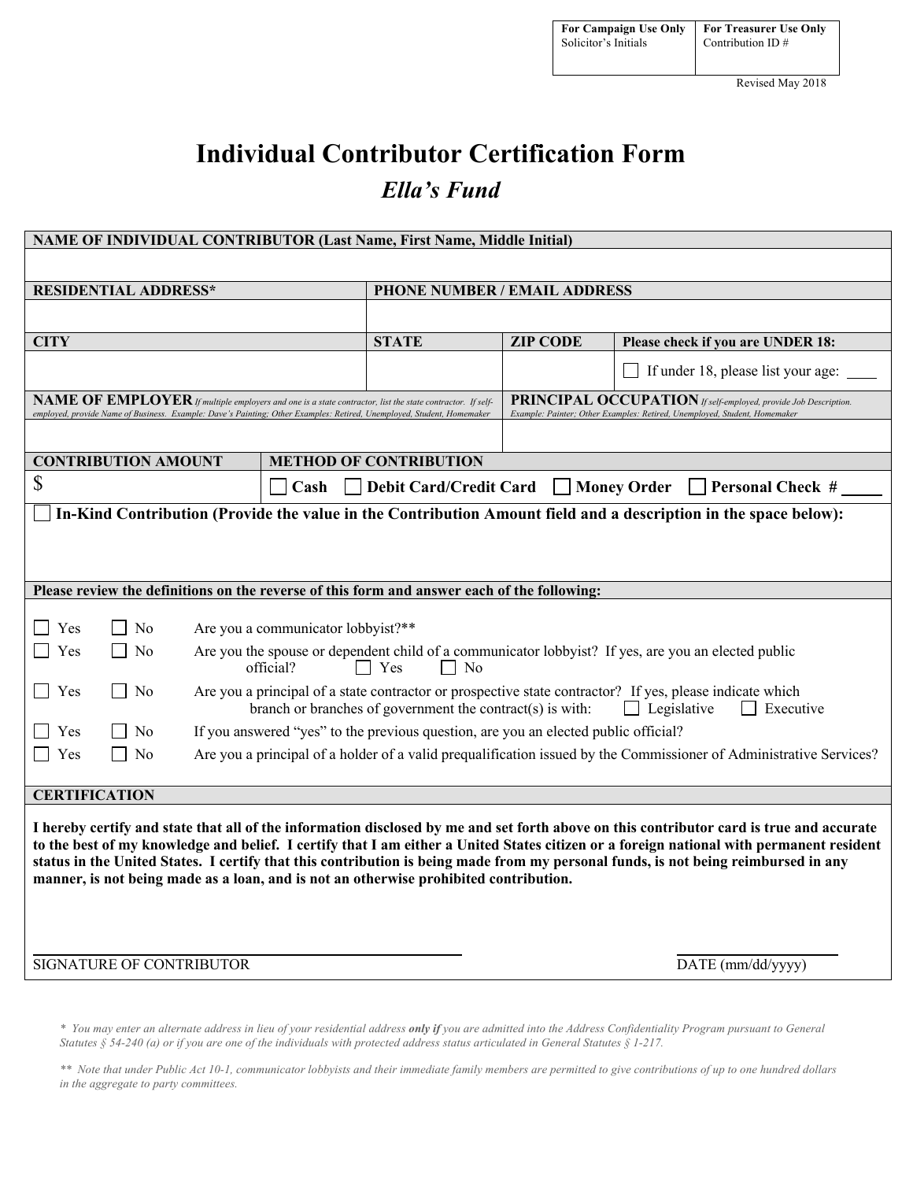| For Campaign Use Only | For Treasurer Use Only |
|---|---|
| Solicitor's Initials | Contribution ID # |

Revised May 2018

# Individual Contributor Certification Form

## *Ella's Fund*

**NAME OF INDIVIDUAL CONTRIBUTOR (Last Name, First Name, Middle Initial)**

| **RESIDENTIAL ADDRESS*** | | **PHONE NUMBER / EMAIL ADDRESS** | |
|---|---|---|---|
| | | | |
| **CITY** | **STATE** | **ZIP CODE** | **Please check if you are UNDER 18:** |
| | | | ☐ If under 18, please list your age: ____ |

**NAME OF EMPLOYER** *If multiple employers and one is a state contractor, list the state contractor. If self-employed, provide Name of Business. Example: Dave's Painting; Other Examples: Retired, Unemployed, Student, Homemaker*

**PRINCIPAL OCCUPATION** *If self-employed, provide Job Description. Example: Painter; Other Examples: Retired, Unemployed, Student, Homemaker*

| **CONTRIBUTION AMOUNT** | **METHOD OF CONTRIBUTION** |
|---|---|
| $ | ☐ **Cash** ☐ **Debit Card/Credit Card** ☐ **Money Order** ☐ **Personal Check #** _____ |

☐ **In-Kind Contribution (Provide the value in the Contribution Amount field and a description in the space below):**

**Please review the definitions on the reverse of this form and answer each of the following:**

☐ Yes ☐ No Are you a communicator lobbyist?**

☐ Yes ☐ No Are you the spouse or dependent child of a communicator lobbyist? If yes, are you an elected public official? ☐ Yes ☐ No

☐ Yes ☐ No Are you a principal of a state contractor or prospective state contractor? If yes, please indicate which branch or branches of government the contract(s) is with: ☐ Legislative ☐ Executive

☐ Yes ☐ No If you answered "yes" to the previous question, are you an elected public official?

☐ Yes ☐ No Are you a principal of a holder of a valid prequalification issued by the Commissioner of Administrative Services?

**CERTIFICATION**

**I hereby certify and state that all of the information disclosed by me and set forth above on this contributor card is true and accurate to the best of my knowledge and belief. I certify that I am either a United States citizen or a foreign national with permanent resident status in the United States. I certify that this contribution is being made from my personal funds, is not being reimbursed in any manner, is not being made as a loan, and is not an otherwise prohibited contribution.**

SIGNATURE OF CONTRIBUTOR ______________________ DATE (mm/dd/yyyy) ______________

*\* You may enter an alternate address in lieu of your residential address **only if** you are admitted into the Address Confidentiality Program pursuant to General Statutes § 54-240 (a) or if you are one of the individuals with protected address status articulated in General Statutes § 1-217.*

*\*\* Note that under Public Act 10-1, communicator lobbyists and their immediate family members are permitted to give contributions of up to one hundred dollars in the aggregate to party committees.*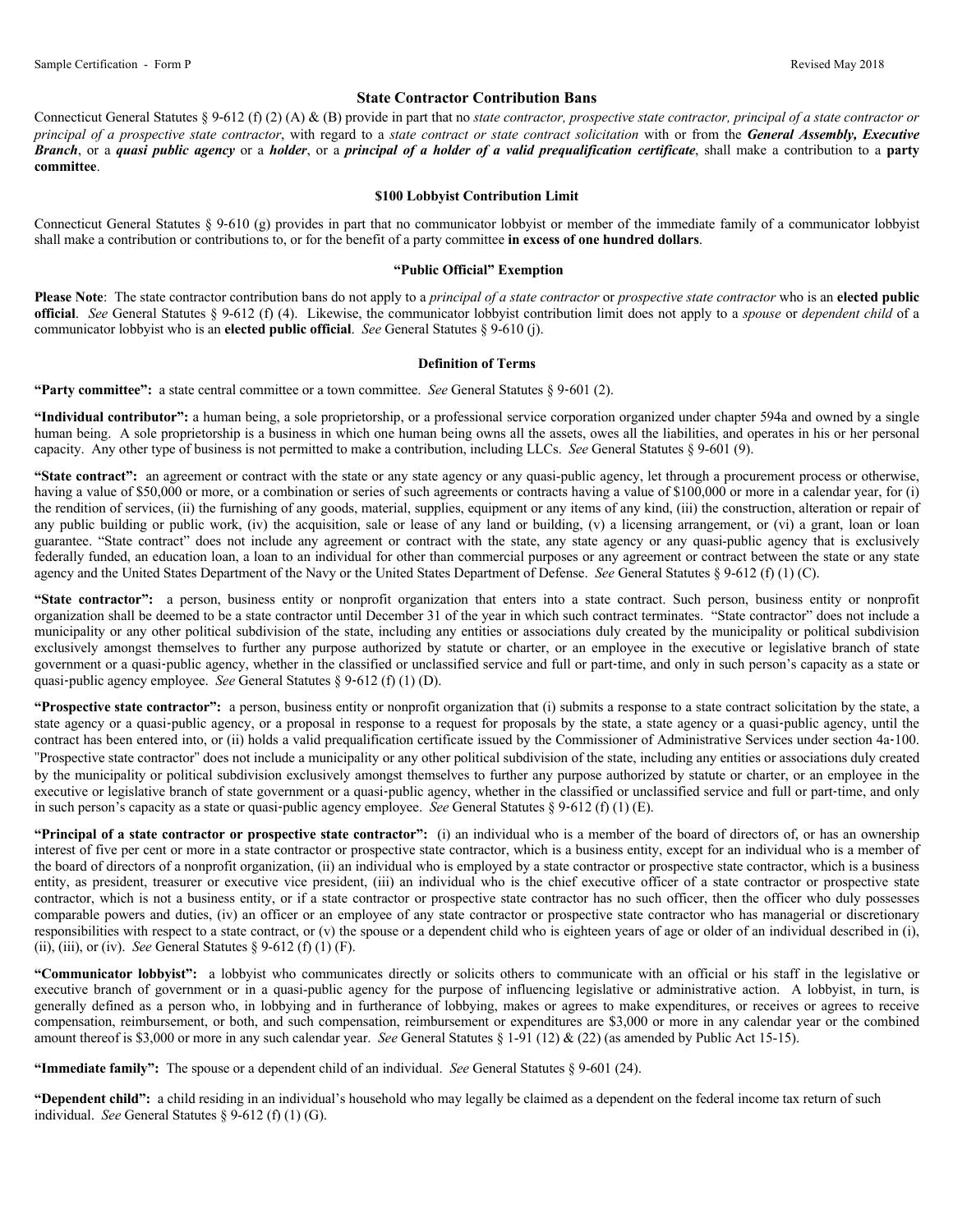## State Contractor Contribution Bans

Connecticut General Statutes § 9-612 (f) (2) (A) & (B) provide in part that no *state contractor, prospective state contractor, principal of a state contractor or principal of a prospective state contractor*, with regard to a *state contract or state contract solicitation* with or from the ***General Assembly, Executive Branch***, or a ***quasi public agency*** or a ***holder***, or a ***principal of a holder of a valid prequalification certificate***, shall make a contribution to a **party committee**.

## $100 Lobbyist Contribution Limit

Connecticut General Statutes § 9-610 (g) provides in part that no communicator lobbyist or member of the immediate family of a communicator lobbyist shall make a contribution or contributions to, or for the benefit of a party committee **in excess of one hundred dollars**.

## "Public Official" Exemption

**Please Note**: The state contractor contribution bans do not apply to a *principal of a state contractor* or *prospective state contractor* who is an **elected public official**. *See* General Statutes § 9-612 (f) (4). Likewise, the communicator lobbyist contribution limit does not apply to a *spouse* or *dependent child* of a communicator lobbyist who is an **elected public official**. *See* General Statutes § 9-610 (j).

## Definition of Terms

**"Party committee":** a state central committee or a town committee. *See* General Statutes § 9-601 (2).

**"Individual contributor":** a human being, a sole proprietorship, or a professional service corporation organized under chapter 594a and owned by a single human being. A sole proprietorship is a business in which one human being owns all the assets, owes all the liabilities, and operates in his or her personal capacity. Any other type of business is not permitted to make a contribution, including LLCs. *See* General Statutes § 9-601 (9).

**"State contract":** an agreement or contract with the state or any state agency or any quasi-public agency, let through a procurement process or otherwise, having a value of $50,000 or more, or a combination or series of such agreements or contracts having a value of $100,000 or more in a calendar year, for (i) the rendition of services, (ii) the furnishing of any goods, material, supplies, equipment or any items of any kind, (iii) the construction, alteration or repair of any public building or public work, (iv) the acquisition, sale or lease of any land or building, (v) a licensing arrangement, or (vi) a grant, loan or loan guarantee. "State contract" does not include any agreement or contract with the state, any state agency or any quasi-public agency that is exclusively federally funded, an education loan, a loan to an individual for other than commercial purposes or any agreement or contract between the state or any state agency and the United States Department of the Navy or the United States Department of Defense. *See* General Statutes § 9-612 (f) (1) (C).

**"State contractor":** a person, business entity or nonprofit organization that enters into a state contract. Such person, business entity or nonprofit organization shall be deemed to be a state contractor until December 31 of the year in which such contract terminates. "State contractor" does not include a municipality or any other political subdivision of the state, including any entities or associations duly created by the municipality or political subdivision exclusively amongst themselves to further any purpose authorized by statute or charter, or an employee in the executive or legislative branch of state government or a quasi-public agency, whether in the classified or unclassified service and full or part-time, and only in such person's capacity as a state or quasi-public agency employee. *See* General Statutes § 9-612 (f) (1) (D).

**"Prospective state contractor":** a person, business entity or nonprofit organization that (i) submits a response to a state contract solicitation by the state, a state agency or a quasi-public agency, or a proposal in response to a request for proposals by the state, a state agency or a quasi-public agency, until the contract has been entered into, or (ii) holds a valid prequalification certificate issued by the Commissioner of Administrative Services under section 4a-100. "Prospective state contractor" does not include a municipality or any other political subdivision of the state, including any entities or associations duly created by the municipality or political subdivision exclusively amongst themselves to further any purpose authorized by statute or charter, or an employee in the executive or legislative branch of state government or a quasi-public agency, whether in the classified or unclassified service and full or part-time, and only in such person's capacity as a state or quasi-public agency employee. *See* General Statutes § 9-612 (f) (1) (E).

**"Principal of a state contractor or prospective state contractor":** (i) an individual who is a member of the board of directors of, or has an ownership interest of five per cent or more in a state contractor or prospective state contractor, which is a business entity, except for an individual who is a member of the board of directors of a nonprofit organization, (ii) an individual who is employed by a state contractor or prospective state contractor, which is a business entity, as president, treasurer or executive vice president, (iii) an individual who is the chief executive officer of a state contractor or prospective state contractor, which is not a business entity, or if a state contractor or prospective state contractor has no such officer, then the officer who duly possesses comparable powers and duties, (iv) an officer or an employee of any state contractor or prospective state contractor who has managerial or discretionary responsibilities with respect to a state contract, or (v) the spouse or a dependent child who is eighteen years of age or older of an individual described in (i), (ii), (iii), or (iv). *See* General Statutes § 9-612 (f) (1) (F).

**"Communicator lobbyist":** a lobbyist who communicates directly or solicits others to communicate with an official or his staff in the legislative or executive branch of government or in a quasi-public agency for the purpose of influencing legislative or administrative action. A lobbyist, in turn, is generally defined as a person who, in lobbying and in furtherance of lobbying, makes or agrees to make expenditures, or receives or agrees to receive compensation, reimbursement, or both, and such compensation, reimbursement or expenditures are $3,000 or more in any calendar year or the combined amount thereof is $3,000 or more in any such calendar year. *See* General Statutes § 1-91 (12) & (22) (as amended by Public Act 15-15).

**"Immediate family":** The spouse or a dependent child of an individual. *See* General Statutes § 9-601 (24).

**"Dependent child":** a child residing in an individual's household who may legally be claimed as a dependent on the federal income tax return of such individual. *See* General Statutes § 9-612 (f) (1) (G).